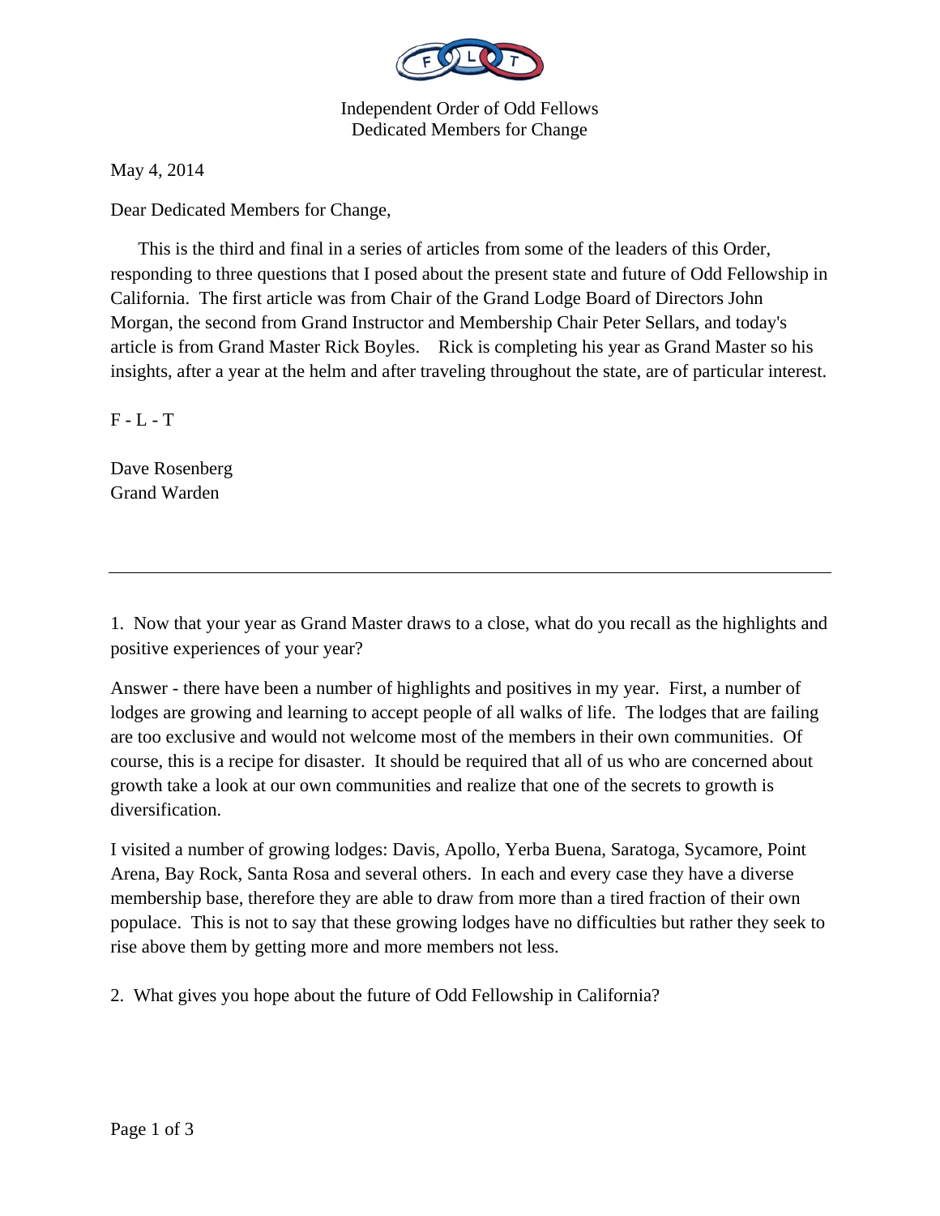Independent Order of Odd Fellows
Dedicated Members for Change

May 4, 2014

Dear Dedicated Members for Change,

This is the third and final in a series of articles from some of the leaders of this Order, responding to three questions that I posed about the present state and future of Odd Fellowship in California. The first article was from Chair of the Grand Lodge Board of Directors John Morgan, the second from Grand Instructor and Membership Chair Peter Sellars, and today's article is from Grand Master Rick Boyles. Rick is completing his year as Grand Master so his insights, after a year at the helm and after traveling throughout the state, are of particular interest.

F - L - T

Dave Rosenberg
Grand Warden

---

1. Now that your year as Grand Master draws to a close, what do you recall as the highlights and positive experiences of your year?

Answer - there have been a number of highlights and positives in my year. First, a number of lodges are growing and learning to accept people of all walks of life. The lodges that are failing are too exclusive and would not welcome most of the members in their own communities. Of course, this is a recipe for disaster. It should be required that all of us who are concerned about growth take a look at our own communities and realize that one of the secrets to growth is diversification.

I visited a number of growing lodges: Davis, Apollo, Yerba Buena, Saratoga, Sycamore, Point Arena, Bay Rock, Santa Rosa and several others. In each and every case they have a diverse membership base, therefore they are able to draw from more than a tired fraction of their own populace. This is not to say that these growing lodges have no difficulties but rather they seek to rise above them by getting more and more members not less.

2. What gives you hope about the future of Odd Fellowship in California?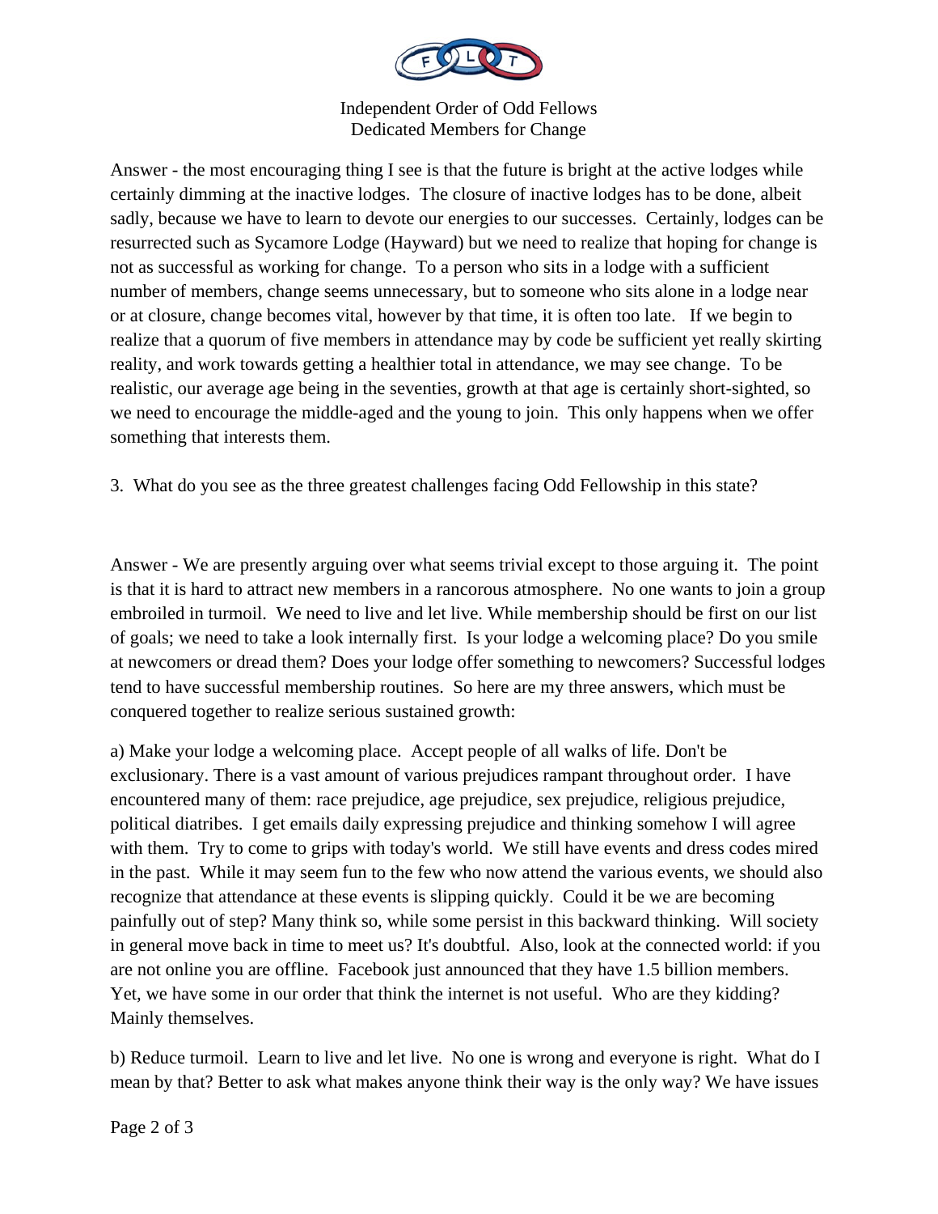Answer - the most encouraging thing I see is that the future is bright at the active lodges while certainly dimming at the inactive lodges. The closure of inactive lodges has to be done, albeit sadly, because we have to learn to devote our energies to our successes. Certainly, lodges can be resurrected such as Sycamore Lodge (Hayward) but we need to realize that hoping for change is not as successful as working for change. To a person who sits in a lodge with a sufficient number of members, change seems unnecessary, but to someone who sits alone in a lodge near or at closure, change becomes vital, however by that time, it is often too late. If we begin to realize that a quorum of five members in attendance may by code be sufficient yet really skirting reality, and work towards getting a healthier total in attendance, we may see change. To be realistic, our average age being in the seventies, growth at that age is certainly short-sighted, so we need to encourage the middle-aged and the young to join. This only happens when we offer something that interests them.

3. What do you see as the three greatest challenges facing Odd Fellowship in this state?

Answer - We are presently arguing over what seems trivial except to those arguing it. The point is that it is hard to attract new members in a rancorous atmosphere. No one wants to join a group embroiled in turmoil. We need to live and let live. While membership should be first on our list of goals; we need to take a look internally first. Is your lodge a welcoming place? Do you smile at newcomers or dread them? Does your lodge offer something to newcomers? Successful lodges tend to have successful membership routines. So here are my three answers, which must be conquered together to realize serious sustained growth:

a) Make your lodge a welcoming place. Accept people of all walks of life. Don't be exclusionary. There is a vast amount of various prejudices rampant throughout order. I have encountered many of them: race prejudice, age prejudice, sex prejudice, religious prejudice, political diatribes. I get emails daily expressing prejudice and thinking somehow I will agree with them. Try to come to grips with today's world. We still have events and dress codes mired in the past. While it may seem fun to the few who now attend the various events, we should also recognize that attendance at these events is slipping quickly. Could it be we are becoming painfully out of step? Many think so, while some persist in this backward thinking. Will society in general move back in time to meet us? It's doubtful. Also, look at the connected world: if you are not online you are offline. Facebook just announced that they have 1.5 billion members. Yet, we have some in our order that think the internet is not useful. Who are they kidding? Mainly themselves.

b) Reduce turmoil. Learn to live and let live. No one is wrong and everyone is right. What do I mean by that? Better to ask what makes anyone think their way is the only way? We have issues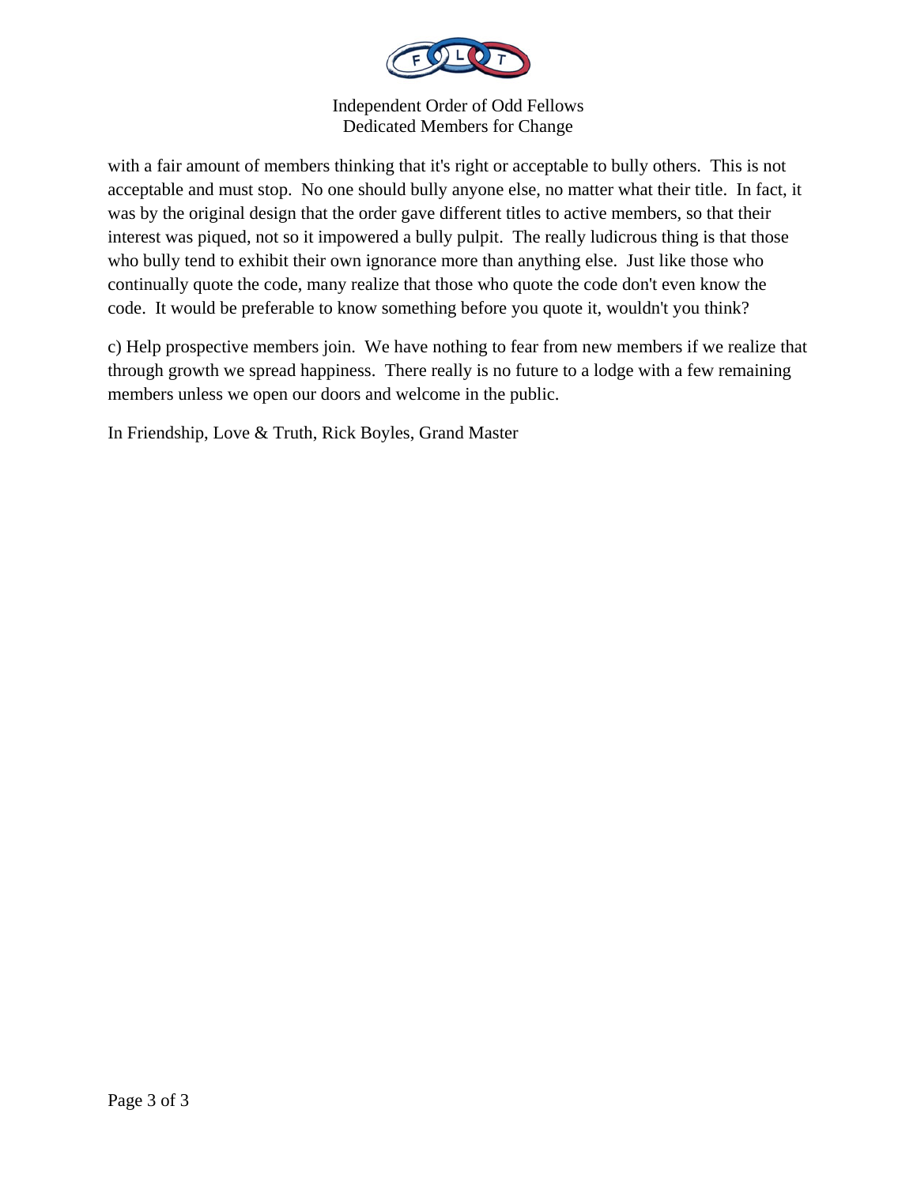with a fair amount of members thinking that it's right or acceptable to bully others.  This is not acceptable and must stop.  No one should bully anyone else, no matter what their title.  In fact, it was by the original design that the order gave different titles to active members, so that their interest was piqued, not so it impowered a bully pulpit.  The really ludicrous thing is that those who bully tend to exhibit their own ignorance more than anything else.  Just like those who continually quote the code, many realize that those who quote the code don't even know the code.  It would be preferable to know something before you quote it, wouldn't you think?

c) Help prospective members join.  We have nothing to fear from new members if we realize that through growth we spread happiness.  There really is no future to a lodge with a few remaining members unless we open our doors and welcome in the public.

In Friendship, Love & Truth, Rick Boyles, Grand Master